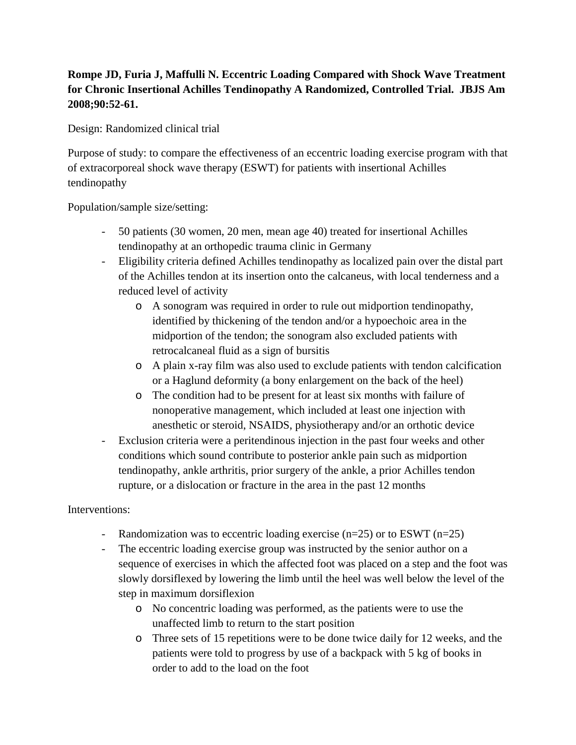**Rompe JD, Furia J, Maffulli N. Eccentric Loading Compared with Shock Wave Treatment for Chronic Insertional Achilles Tendinopathy A Randomized, Controlled Trial. JBJS Am 2008;90:52-61.**

Design: Randomized clinical trial

Purpose of study: to compare the effectiveness of an eccentric loading exercise program with that of extracorporeal shock wave therapy (ESWT) for patients with insertional Achilles tendinopathy

Population/sample size/setting:

- 50 patients (30 women, 20 men, mean age 40) treated for insertional Achilles tendinopathy at an orthopedic trauma clinic in Germany
- Eligibility criteria defined Achilles tendinopathy as localized pain over the distal part of the Achilles tendon at its insertion onto the calcaneus, with local tenderness and a reduced level of activity
    - A sonogram was required in order to rule out midportion tendinopathy, identified by thickening of the tendon and/or a hypoechoic area in the midportion of the tendon; the sonogram also excluded patients with retrocalcaneal fluid as a sign of bursitis
    - A plain x-ray film was also used to exclude patients with tendon calcification or a Haglund deformity (a bony enlargement on the back of the heel)
    - The condition had to be present for at least six months with failure of nonoperative management, which included at least one injection with anesthetic or steroid, NSAIDS, physiotherapy and/or an orthotic device
- Exclusion criteria were a peritendinous injection in the past four weeks and other conditions which sound contribute to posterior ankle pain such as midportion tendinopathy, ankle arthritis, prior surgery of the ankle, a prior Achilles tendon rupture, or a dislocation or fracture in the area in the past 12 months

Interventions:

- Randomization was to eccentric loading exercise (n=25) or to ESWT (n=25)
- The eccentric loading exercise group was instructed by the senior author on a sequence of exercises in which the affected foot was placed on a step and the foot was slowly dorsiflexed by lowering the limb until the heel was well below the level of the step in maximum dorsiflexion
    - No concentric loading was performed, as the patients were to use the unaffected limb to return to the start position
    - Three sets of 15 repetitions were to be done twice daily for 12 weeks, and the patients were told to progress by use of a backpack with 5 kg of books in order to add to the load on the foot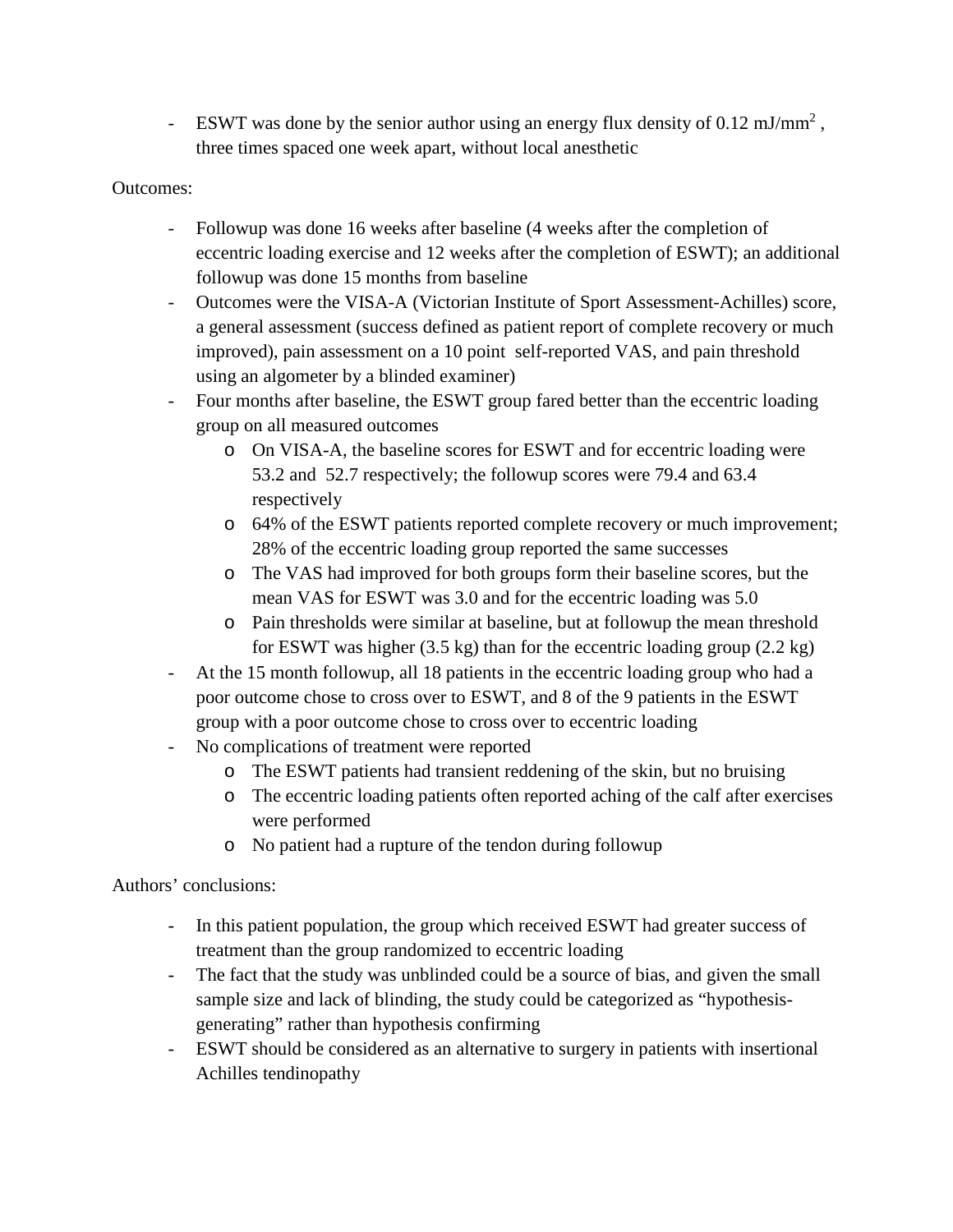- ESWT was done by the senior author using an energy flux density of 0.12 $mJ/mm^2$ , three times spaced one week apart, without local anesthetic

Outcomes:

- Followup was done 16 weeks after baseline (4 weeks after the completion of eccentric loading exercise and 12 weeks after the completion of ESWT); an additional followup was done 15 months from baseline
- Outcomes were the VISA-A (Victorian Institute of Sport Assessment-Achilles) score, a general assessment (success defined as patient report of complete recovery or much improved), pain assessment on a 10 point self-reported VAS, and pain threshold using an algometer by a blinded examiner)
- Four months after baseline, the ESWT group fared better than the eccentric loading group on all measured outcomes
    - On VISA-A, the baseline scores for ESWT and for eccentric loading were 53.2 and 52.7 respectively; the followup scores were 79.4 and 63.4 respectively
    - 64% of the ESWT patients reported complete recovery or much improvement; 28% of the eccentric loading group reported the same successes
    - The VAS had improved for both groups form their baseline scores, but the mean VAS for ESWT was 3.0 and for the eccentric loading was 5.0
    - Pain thresholds were similar at baseline, but at followup the mean threshold for ESWT was higher (3.5 kg) than for the eccentric loading group (2.2 kg)
- At the 15 month followup, all 18 patients in the eccentric loading group who had a poor outcome chose to cross over to ESWT, and 8 of the 9 patients in the ESWT group with a poor outcome chose to cross over to eccentric loading
- No complications of treatment were reported
    - The ESWT patients had transient reddening of the skin, but no bruising
    - The eccentric loading patients often reported aching of the calf after exercises were performed
    - No patient had a rupture of the tendon during followup

Authors' conclusions:

- In this patient population, the group which received ESWT had greater success of treatment than the group randomized to eccentric loading
- The fact that the study was unblinded could be a source of bias, and given the small sample size and lack of blinding, the study could be categorized as "hypothesis-generating" rather than hypothesis confirming
- ESWT should be considered as an alternative to surgery in patients with insertional Achilles tendinopathy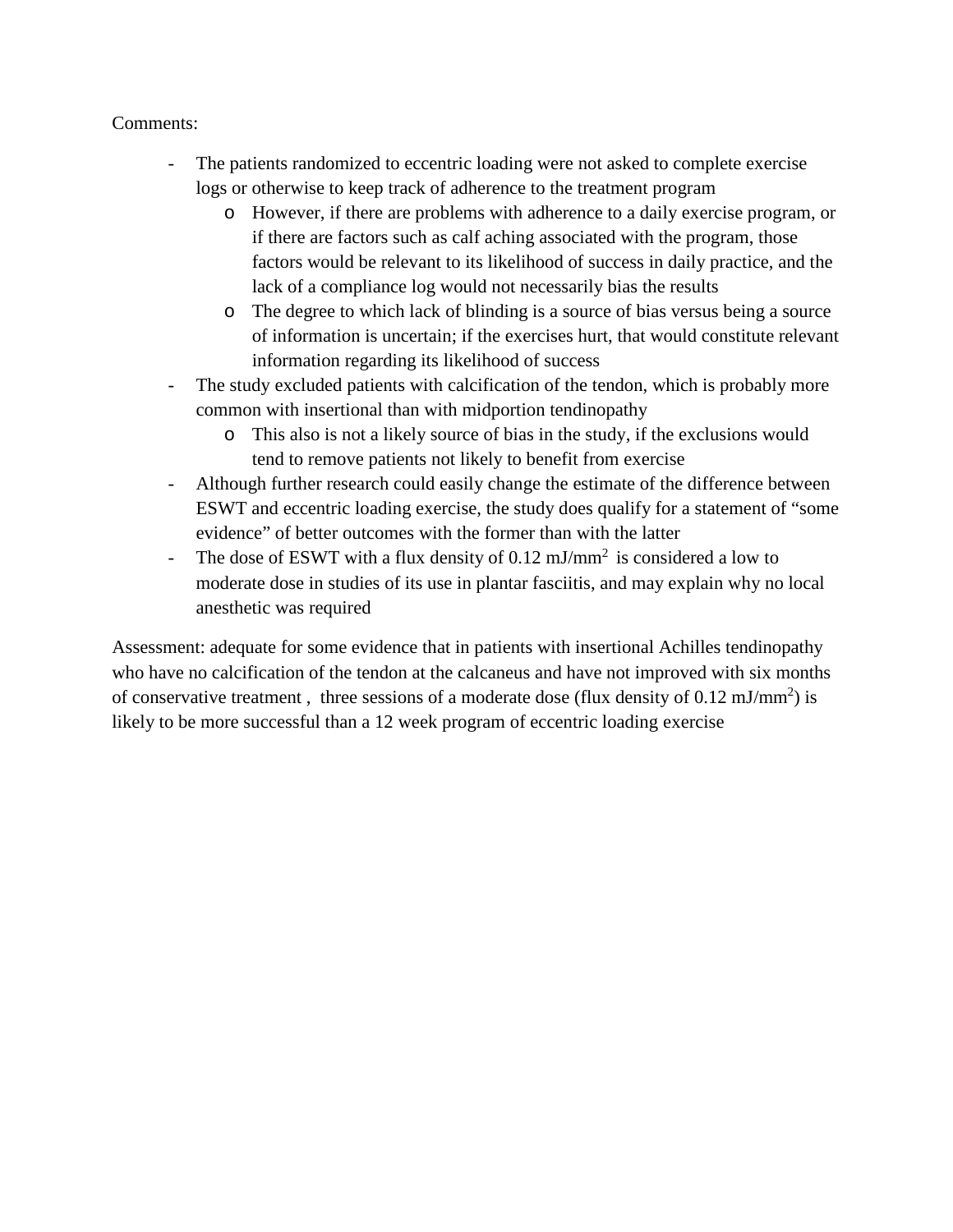Comments:

- The patients randomized to eccentric loading were not asked to complete exercise logs or otherwise to keep track of adherence to the treatment program
  - However, if there are problems with adherence to a daily exercise program, or if there are factors such as calf aching associated with the program, those factors would be relevant to its likelihood of success in daily practice, and the lack of a compliance log would not necessarily bias the results
  - The degree to which lack of blinding is a source of bias versus being a source of information is uncertain; if the exercises hurt, that would constitute relevant information regarding its likelihood of success
- The study excluded patients with calcification of the tendon, which is probably more common with insertional than with midportion tendinopathy
  - This also is not a likely source of bias in the study, if the exclusions would tend to remove patients not likely to benefit from exercise
- Although further research could easily change the estimate of the difference between ESWT and eccentric loading exercise, the study does qualify for a statement of "some evidence" of better outcomes with the former than with the latter
- The dose of ESWT with a flux density of 0.12 $mJ/mm^2$ is considered a low to moderate dose in studies of its use in plantar fasciitis, and may explain why no local anesthetic was required

Assessment: adequate for some evidence that in patients with insertional Achilles tendinopathy who have no calcification of the tendon at the calcaneus and have not improved with six months of conservative treatment , three sessions of a moderate dose (flux density of 0.12 $mJ/mm^2$) is likely to be more successful than a 12 week program of eccentric loading exercise